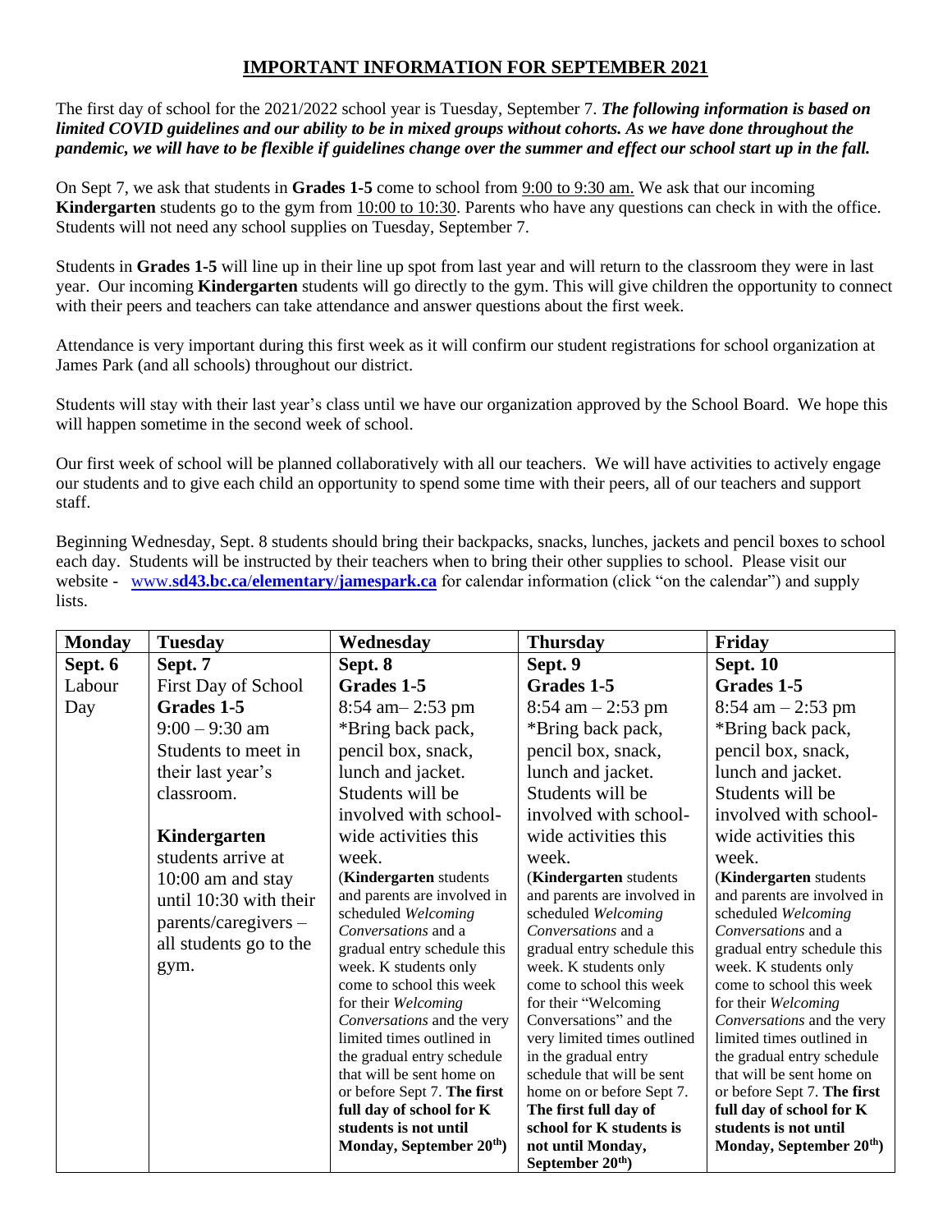# IMPORTANT INFORMATION FOR SEPTEMBER 2021

The first day of school for the 2021/2022 school year is Tuesday, September 7. ***The following information is based on limited COVID guidelines and our ability to be in mixed groups without cohorts. As we have done throughout the pandemic, we will have to be flexible if guidelines change over the summer and effect our school start up in the fall.***

On Sept 7, we ask that students in **Grades 1-5** come to school from 9:00 to 9:30 am. We ask that our incoming **Kindergarten** students go to the gym from 10:00 to 10:30. Parents who have any questions can check in with the office. Students will not need any school supplies on Tuesday, September 7.

Students in **Grades 1-5** will line up in their line up spot from last year and will return to the classroom they were in last year. Our incoming **Kindergarten** students will go directly to the gym. This will give children the opportunity to connect with their peers and teachers can take attendance and answer questions about the first week.

Attendance is very important during this first week as it will confirm our student registrations for school organization at James Park (and all schools) throughout our district.

Students will stay with their last year's class until we have our organization approved by the School Board. We hope this will happen sometime in the second week of school.

Our first week of school will be planned collaboratively with all our teachers. We will have activities to actively engage our students and to give each child an opportunity to spend some time with their peers, all of our teachers and support staff.

Beginning Wednesday, Sept. 8 students should bring their backpacks, snacks, lunches, jackets and pencil boxes to school each day. Students will be instructed by their teachers when to bring their other supplies to school. Please visit our website - **www.sd43.bc.ca/elementary/jamespark.ca** for calendar information (click "on the calendar") and supply lists.

| Monday | Tuesday | Wednesday | Thursday | Friday |
|---|---|---|---|---|
| **Sept. 6**<br>Labour Day | Sept. 7<br>First Day of School<br>**Grades 1-5**<br>9:00 – 9:30 am<br>Students to meet in their last year's classroom.<br><br>**Kindergarten** students arrive at 10:00 am and stay until 10:30 with their parents/caregivers – all students go to the gym. | **Sept. 8**<br>**Grades 1-5**<br>8:54 am– 2:53 pm<br>*Bring back pack, pencil box, snack, lunch and jacket. Students will be involved with school-wide activities this week.<br>(**Kindergarten** students and parents are involved in scheduled *Welcoming Conversations* and a gradual entry schedule this week. K students only come to school this week for their *Welcoming Conversations* and the very limited times outlined in the gradual entry schedule that will be sent home on or before Sept 7. **The first full day of school for K students is not until Monday, September 20th**) | **Sept. 9**<br>**Grades 1-5**<br>8:54 am – 2:53 pm<br>*Bring back pack, pencil box, snack, lunch and jacket. Students will be involved with school-wide activities this week.<br>(**Kindergarten** students and parents are involved in scheduled *Welcoming Conversations* and a gradual entry schedule this week. K students only come to school this week for their "Welcoming Conversations" and the very limited times outlined in the gradual entry schedule that will be sent home on or before Sept 7. **The first full day of school for K students is not until Monday, September 20th**) | **Sept. 10**<br>**Grades 1-5**<br>8:54 am – 2:53 pm<br>*Bring back pack, pencil box, snack, lunch and jacket. Students will be involved with school-wide activities this week.<br>(**Kindergarten** students and parents are involved in scheduled *Welcoming Conversations* and a gradual entry schedule this week. K students only come to school this week for their *Welcoming Conversations* and the very limited times outlined in the gradual entry schedule that will be sent home on or before Sept 7. **The first full day of school for K students is not until Monday, September 20th**) |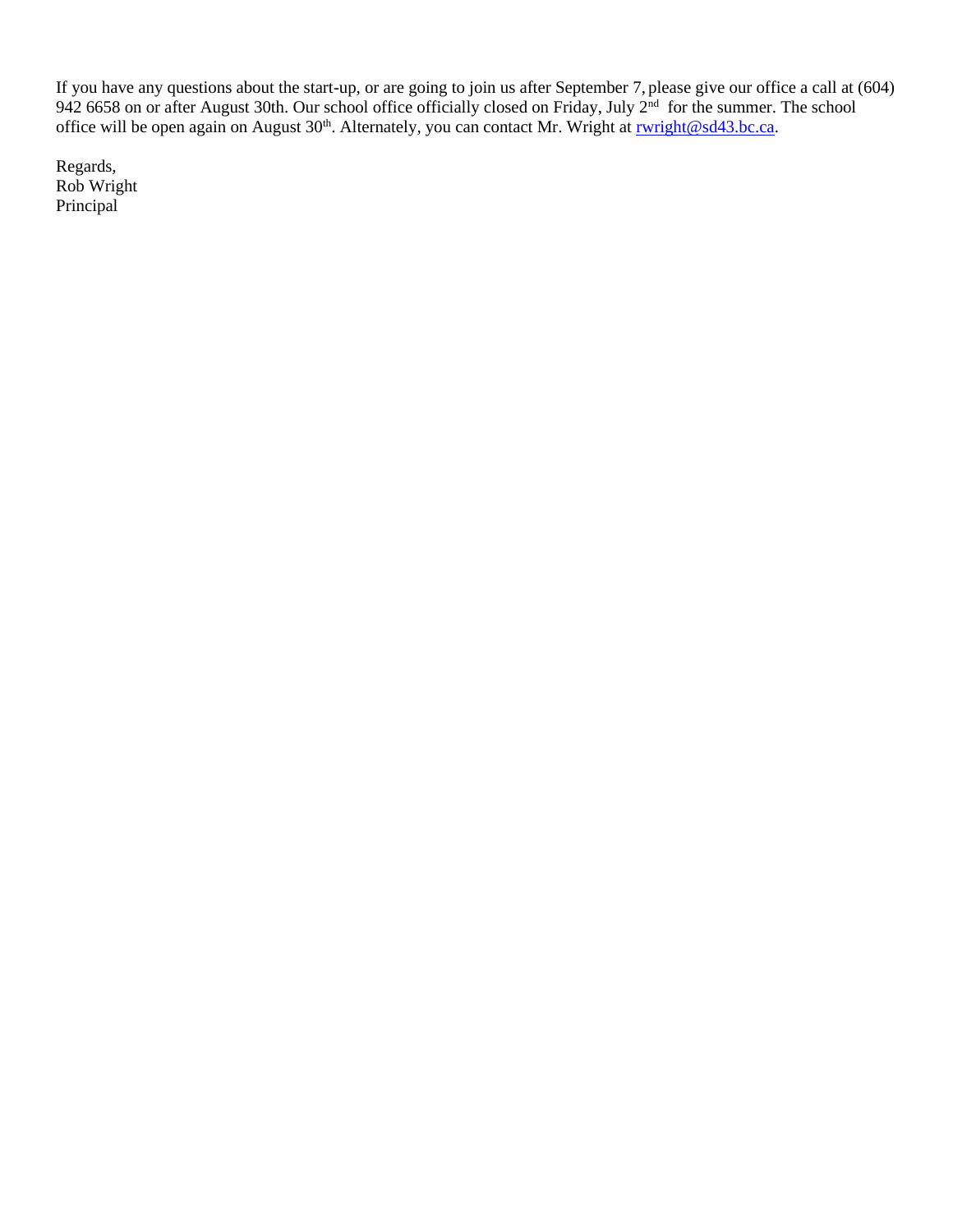If you have any questions about the start-up, or are going to join us after September 7, please give our office a call at (604) 942 6658 on or after August 30th. Our school office officially closed on Friday, July 2nd for the summer. The school office will be open again on August 30th. Alternately, you can contact Mr. Wright at rwright@sd43.bc.ca.

Regards,
Rob Wright
Principal